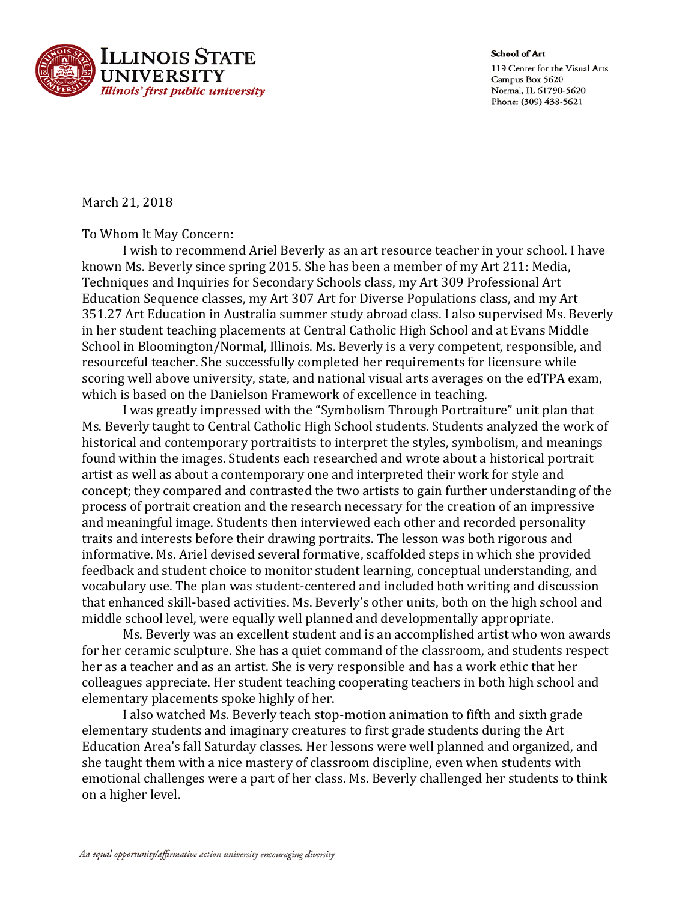**ILLINOIS STATE UNIVERSITY**
*Illinois' first public university*

**School of Art**
119 Center for the Visual Arts
Campus Box 5620
Normal, IL 61790-5620
Phone: (309) 438-5621

March 21, 2018

To Whom It May Concern:

I wish to recommend Ariel Beverly as an art resource teacher in your school. I have known Ms. Beverly since spring 2015. She has been a member of my Art 211: Media, Techniques and Inquiries for Secondary Schools class, my Art 309 Professional Art Education Sequence classes, my Art 307 Art for Diverse Populations class, and my Art 351.27 Art Education in Australia summer study abroad class. I also supervised Ms. Beverly in her student teaching placements at Central Catholic High School and at Evans Middle School in Bloomington/Normal, Illinois. Ms. Beverly is a very competent, responsible, and resourceful teacher. She successfully completed her requirements for licensure while scoring well above university, state, and national visual arts averages on the edTPA exam, which is based on the Danielson Framework of excellence in teaching.

I was greatly impressed with the "Symbolism Through Portraiture" unit plan that Ms. Beverly taught to Central Catholic High School students. Students analyzed the work of historical and contemporary portraitists to interpret the styles, symbolism, and meanings found within the images. Students each researched and wrote about a historical portrait artist as well as about a contemporary one and interpreted their work for style and concept; they compared and contrasted the two artists to gain further understanding of the process of portrait creation and the research necessary for the creation of an impressive and meaningful image. Students then interviewed each other and recorded personality traits and interests before their drawing portraits. The lesson was both rigorous and informative. Ms. Ariel devised several formative, scaffolded steps in which she provided feedback and student choice to monitor student learning, conceptual understanding, and vocabulary use. The plan was student-centered and included both writing and discussion that enhanced skill-based activities. Ms. Beverly's other units, both on the high school and middle school level, were equally well planned and developmentally appropriate.

Ms. Beverly was an excellent student and is an accomplished artist who won awards for her ceramic sculpture. She has a quiet command of the classroom, and students respect her as a teacher and as an artist. She is very responsible and has a work ethic that her colleagues appreciate. Her student teaching cooperating teachers in both high school and elementary placements spoke highly of her.

I also watched Ms. Beverly teach stop-motion animation to fifth and sixth grade elementary students and imaginary creatures to first grade students during the Art Education Area's fall Saturday classes. Her lessons were well planned and organized, and she taught them with a nice mastery of classroom discipline, even when students with emotional challenges were a part of her class. Ms. Beverly challenged her students to think on a higher level.

*An equal opportunity/affirmative action university encouraging diversity*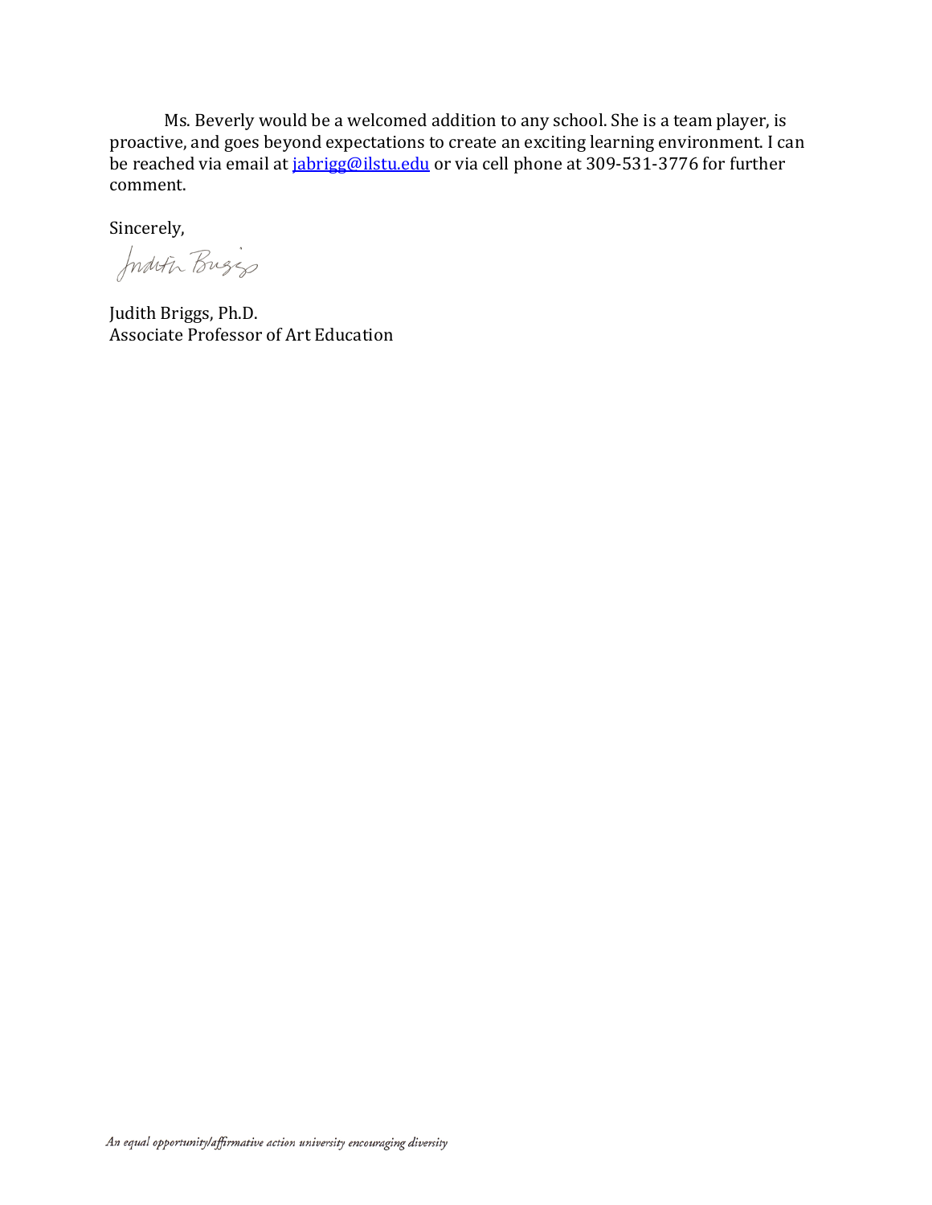Ms. Beverly would be a welcomed addition to any school. She is a team player, is proactive, and goes beyond expectations to create an exciting learning environment. I can be reached via email at [jabrigg@ilstu.edu](mailto:jabrigg@ilstu.edu) or via cell phone at 309-531-3776 for further comment.

Sincerely,

Judith Briggs, Ph.D.
Associate Professor of Art Education

*An equal opportunity/affirmative action university encouraging diversity*